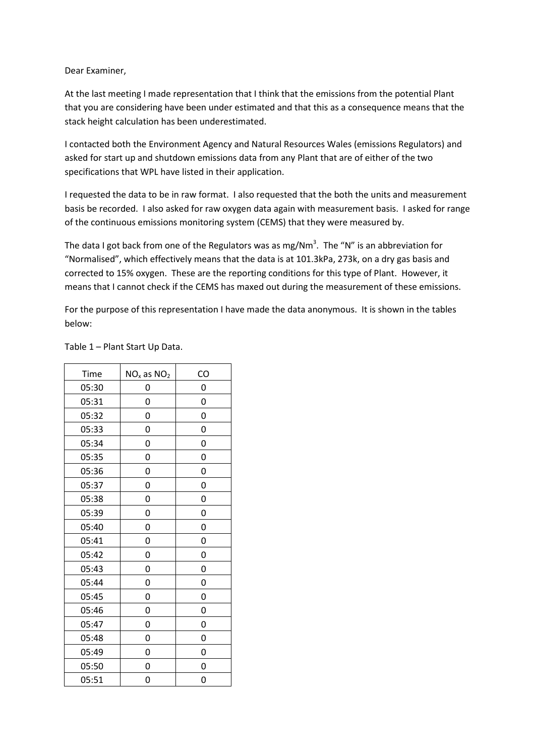Dear Examiner,

At the last meeting I made representation that I think that the emissions from the potential Plant that you are considering have been under estimated and that this as a consequence means that the stack height calculation has been underestimated.

I contacted both the Environment Agency and Natural Resources Wales (emissions Regulators) and asked for start up and shutdown emissions data from any Plant that are of either of the two specifications that WPL have listed in their application.

I requested the data to be in raw format. I also requested that the both the units and measurement basis be recorded. I also asked for raw oxygen data again with measurement basis. I asked for range of the continuous emissions monitoring system (CEMS) that they were measured by.

The data I got back from one of the Regulators was as mg/Nm$^3$. The "N" is an abbreviation for "Normalised", which effectively means that the data is at 101.3kPa, 273k, on a dry gas basis and corrected to 15% oxygen. These are the reporting conditions for this type of Plant. However, it means that I cannot check if the CEMS has maxed out during the measurement of these emissions.

For the purpose of this representation I have made the data anonymous. It is shown in the tables below:

Table 1 – Plant Start Up Data.

| Time | $NO_x$ as $NO_2$ | CO |
|---|---|---|
| 05:30 | 0 | 0 |
| 05:31 | 0 | 0 |
| 05:32 | 0 | 0 |
| 05:33 | 0 | 0 |
| 05:34 | 0 | 0 |
| 05:35 | 0 | 0 |
| 05:36 | 0 | 0 |
| 05:37 | 0 | 0 |
| 05:38 | 0 | 0 |
| 05:39 | 0 | 0 |
| 05:40 | 0 | 0 |
| 05:41 | 0 | 0 |
| 05:42 | 0 | 0 |
| 05:43 | 0 | 0 |
| 05:44 | 0 | 0 |
| 05:45 | 0 | 0 |
| 05:46 | 0 | 0 |
| 05:47 | 0 | 0 |
| 05:48 | 0 | 0 |
| 05:49 | 0 | 0 |
| 05:50 | 0 | 0 |
| 05:51 | 0 | 0 |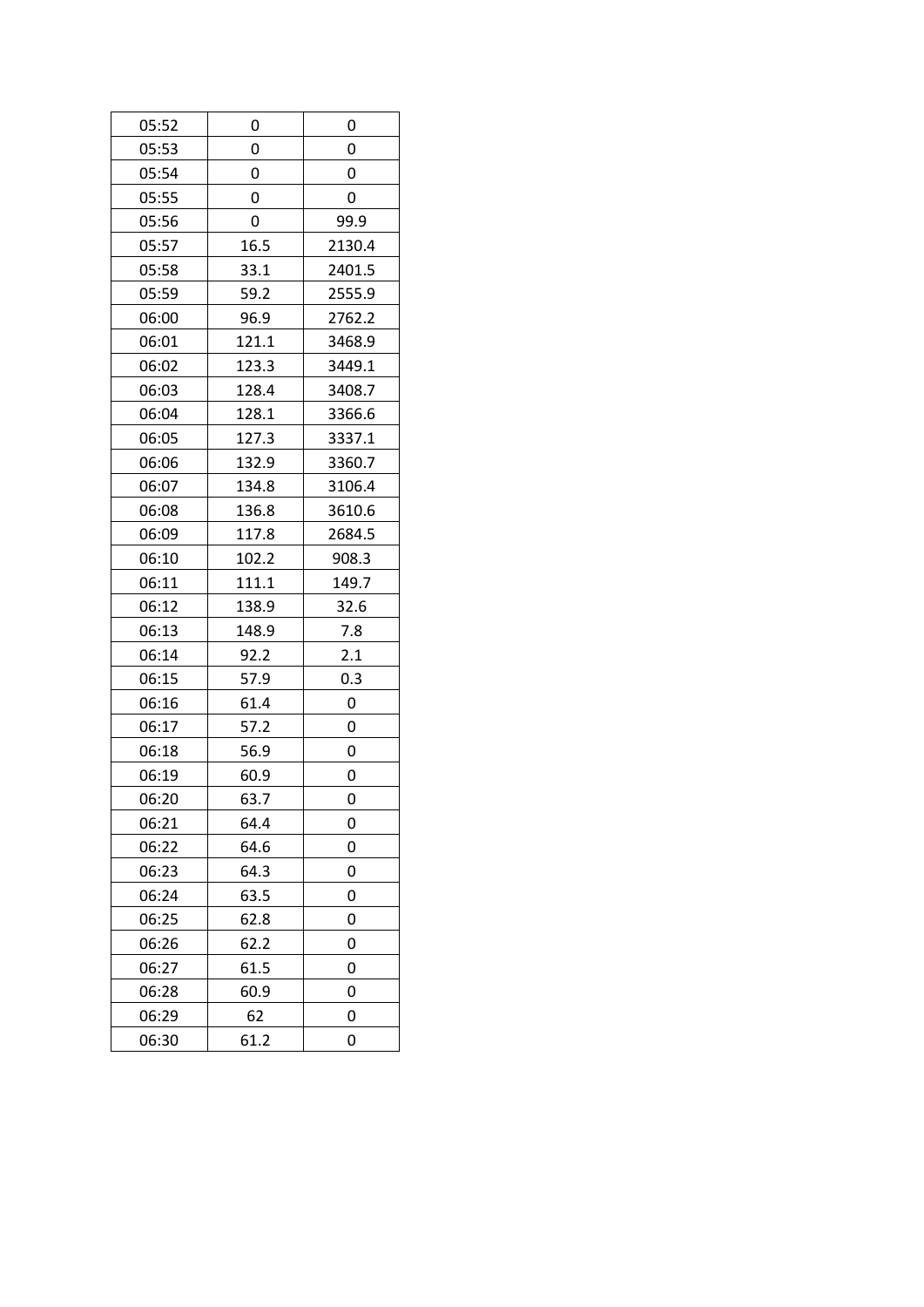| 05:52 | 0 | 0 |
|---|---|---|
| 05:53 | 0 | 0 |
| 05:54 | 0 | 0 |
| 05:55 | 0 | 0 |
| 05:56 | 0 | 99.9 |
| 05:57 | 16.5 | 2130.4 |
| 05:58 | 33.1 | 2401.5 |
| 05:59 | 59.2 | 2555.9 |
| 06:00 | 96.9 | 2762.2 |
| 06:01 | 121.1 | 3468.9 |
| 06:02 | 123.3 | 3449.1 |
| 06:03 | 128.4 | 3408.7 |
| 06:04 | 128.1 | 3366.6 |
| 06:05 | 127.3 | 3337.1 |
| 06:06 | 132.9 | 3360.7 |
| 06:07 | 134.8 | 3106.4 |
| 06:08 | 136.8 | 3610.6 |
| 06:09 | 117.8 | 2684.5 |
| 06:10 | 102.2 | 908.3 |
| 06:11 | 111.1 | 149.7 |
| 06:12 | 138.9 | 32.6 |
| 06:13 | 148.9 | 7.8 |
| 06:14 | 92.2 | 2.1 |
| 06:15 | 57.9 | 0.3 |
| 06:16 | 61.4 | 0 |
| 06:17 | 57.2 | 0 |
| 06:18 | 56.9 | 0 |
| 06:19 | 60.9 | 0 |
| 06:20 | 63.7 | 0 |
| 06:21 | 64.4 | 0 |
| 06:22 | 64.6 | 0 |
| 06:23 | 64.3 | 0 |
| 06:24 | 63.5 | 0 |
| 06:25 | 62.8 | 0 |
| 06:26 | 62.2 | 0 |
| 06:27 | 61.5 | 0 |
| 06:28 | 60.9 | 0 |
| 06:29 | 62 | 0 |
| 06:30 | 61.2 | 0 |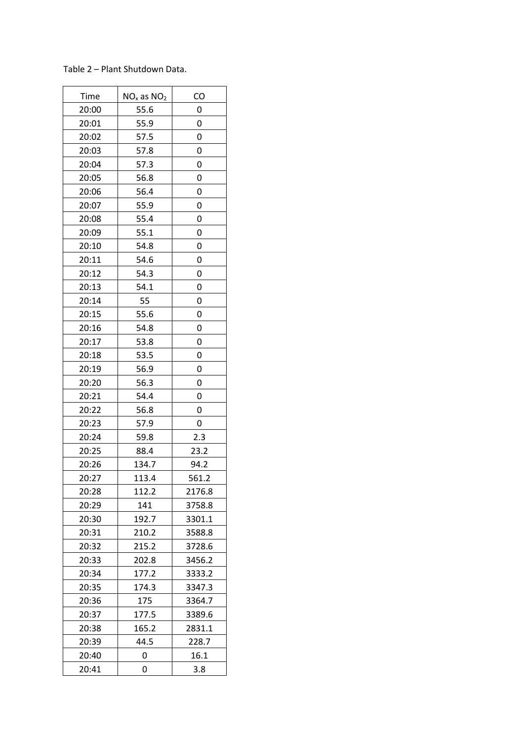Table 2 – Plant Shutdown Data.

| Time | $NO_x$ as $NO_2$ | CO |
|---|---|---|
| 20:00 | 55.6 | 0 |
| 20:01 | 55.9 | 0 |
| 20:02 | 57.5 | 0 |
| 20:03 | 57.8 | 0 |
| 20:04 | 57.3 | 0 |
| 20:05 | 56.8 | 0 |
| 20:06 | 56.4 | 0 |
| 20:07 | 55.9 | 0 |
| 20:08 | 55.4 | 0 |
| 20:09 | 55.1 | 0 |
| 20:10 | 54.8 | 0 |
| 20:11 | 54.6 | 0 |
| 20:12 | 54.3 | 0 |
| 20:13 | 54.1 | 0 |
| 20:14 | 55 | 0 |
| 20:15 | 55.6 | 0 |
| 20:16 | 54.8 | 0 |
| 20:17 | 53.8 | 0 |
| 20:18 | 53.5 | 0 |
| 20:19 | 56.9 | 0 |
| 20:20 | 56.3 | 0 |
| 20:21 | 54.4 | 0 |
| 20:22 | 56.8 | 0 |
| 20:23 | 57.9 | 0 |
| 20:24 | 59.8 | 2.3 |
| 20:25 | 88.4 | 23.2 |
| 20:26 | 134.7 | 94.2 |
| 20:27 | 113.4 | 561.2 |
| 20:28 | 112.2 | 2176.8 |
| 20:29 | 141 | 3758.8 |
| 20:30 | 192.7 | 3301.1 |
| 20:31 | 210.2 | 3588.8 |
| 20:32 | 215.2 | 3728.6 |
| 20:33 | 202.8 | 3456.2 |
| 20:34 | 177.2 | 3333.2 |
| 20:35 | 174.3 | 3347.3 |
| 20:36 | 175 | 3364.7 |
| 20:37 | 177.5 | 3389.6 |
| 20:38 | 165.2 | 2831.1 |
| 20:39 | 44.5 | 228.7 |
| 20:40 | 0 | 16.1 |
| 20:41 | 0 | 3.8 |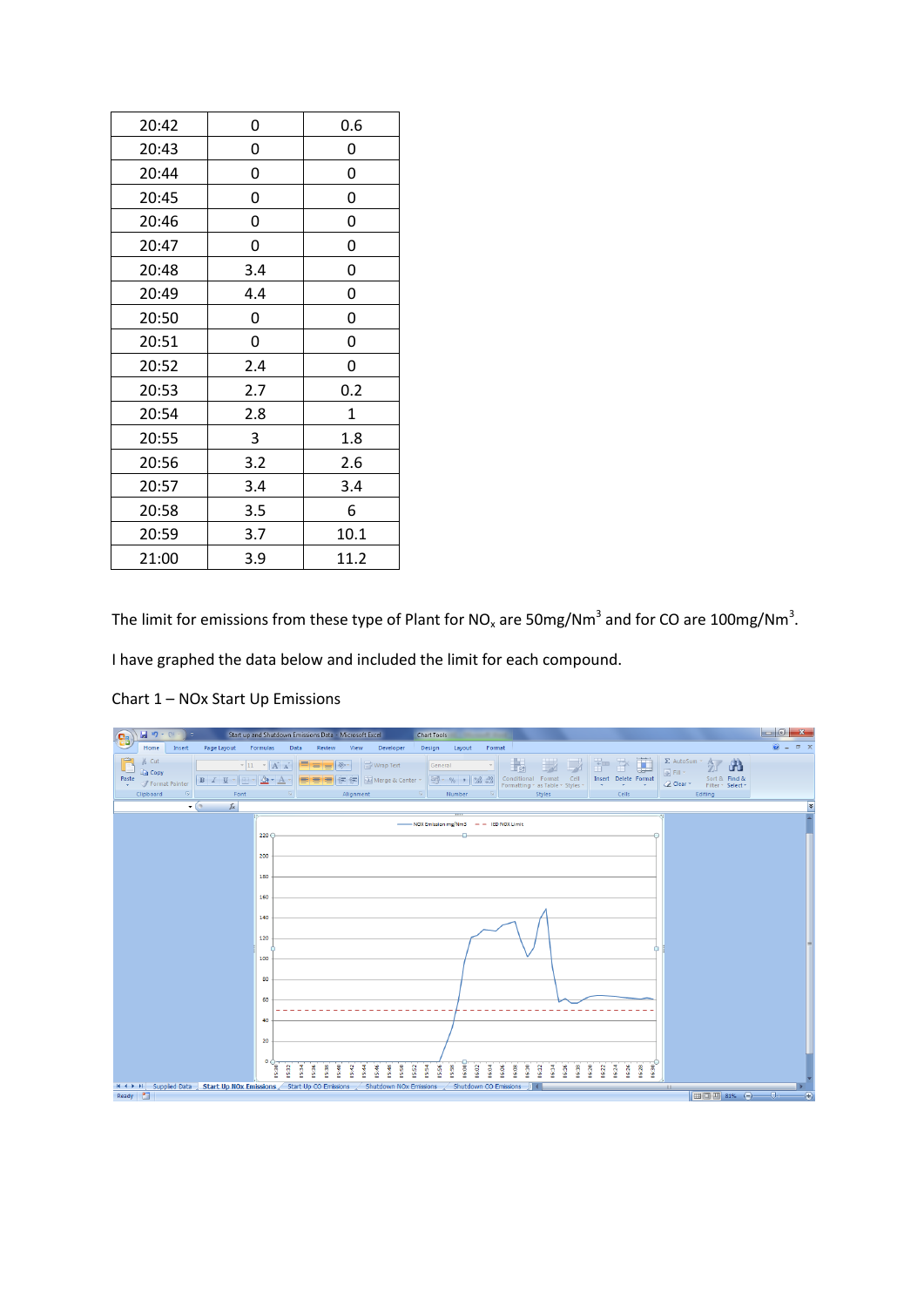| 20:42 | 0 | 0.6 |
|---|---|---|
| 20:43 | 0 | 0 |
| 20:44 | 0 | 0 |
| 20:45 | 0 | 0 |
| 20:46 | 0 | 0 |
| 20:47 | 0 | 0 |
| 20:48 | 3.4 | 0 |
| 20:49 | 4.4 | 0 |
| 20:50 | 0 | 0 |
| 20:51 | 0 | 0 |
| 20:52 | 2.4 | 0 |
| 20:53 | 2.7 | 0.2 |
| 20:54 | 2.8 | 1 |
| 20:55 | 3 | 1.8 |
| 20:56 | 3.2 | 2.6 |
| 20:57 | 3.4 | 3.4 |
| 20:58 | 3.5 | 6 |
| 20:59 | 3.7 | 10.1 |
| 21:00 | 3.9 | 11.2 |

The limit for emissions from these type of Plant for $NO_x$ are 50mg/$Nm^3$ and for CO are 100mg/$Nm^3$.

I have graphed the data below and included the limit for each compound.

Chart 1 – NOx Start Up Emissions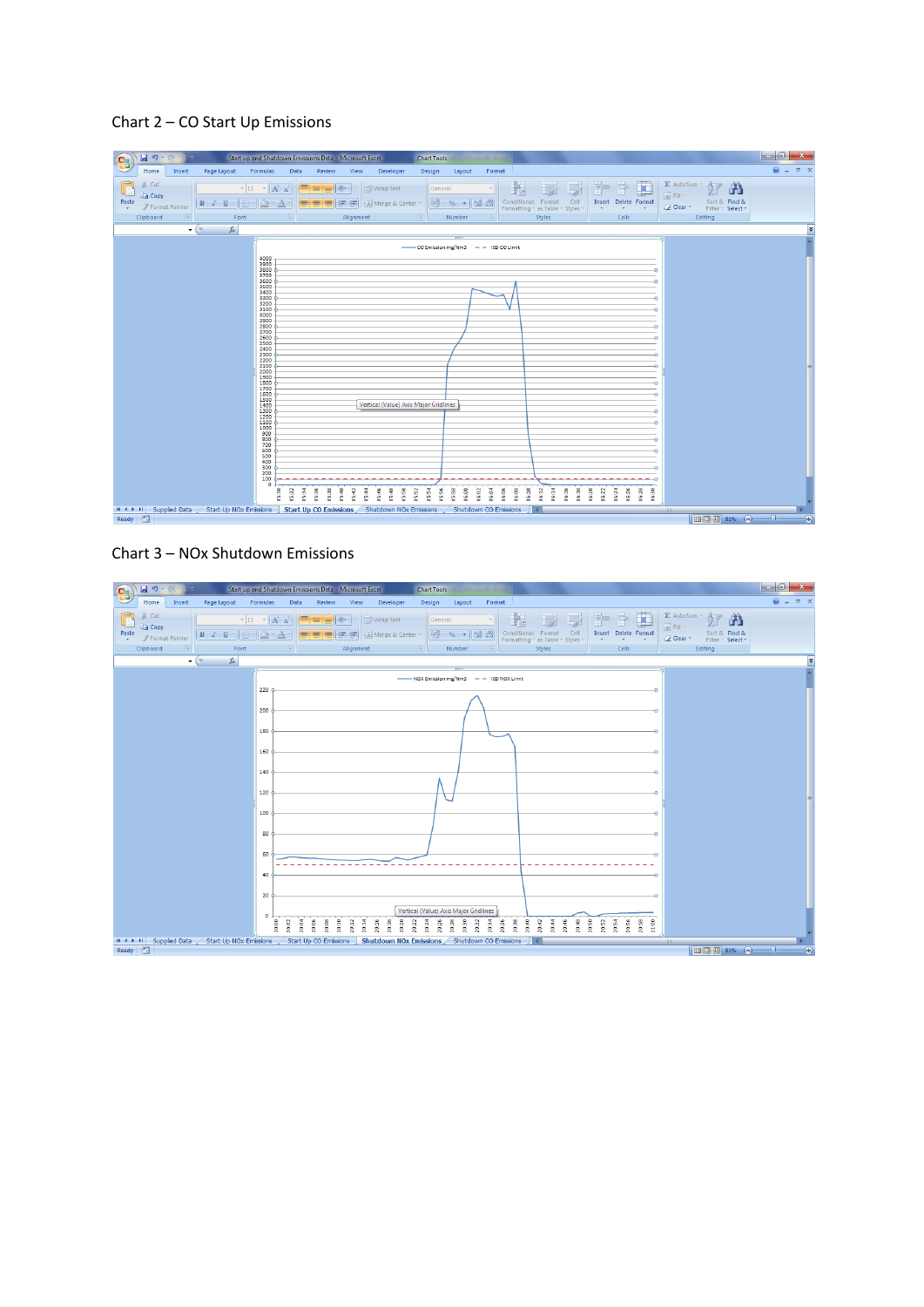Chart 2 – CO Start Up Emissions

Chart 3 – NOx Shutdown Emissions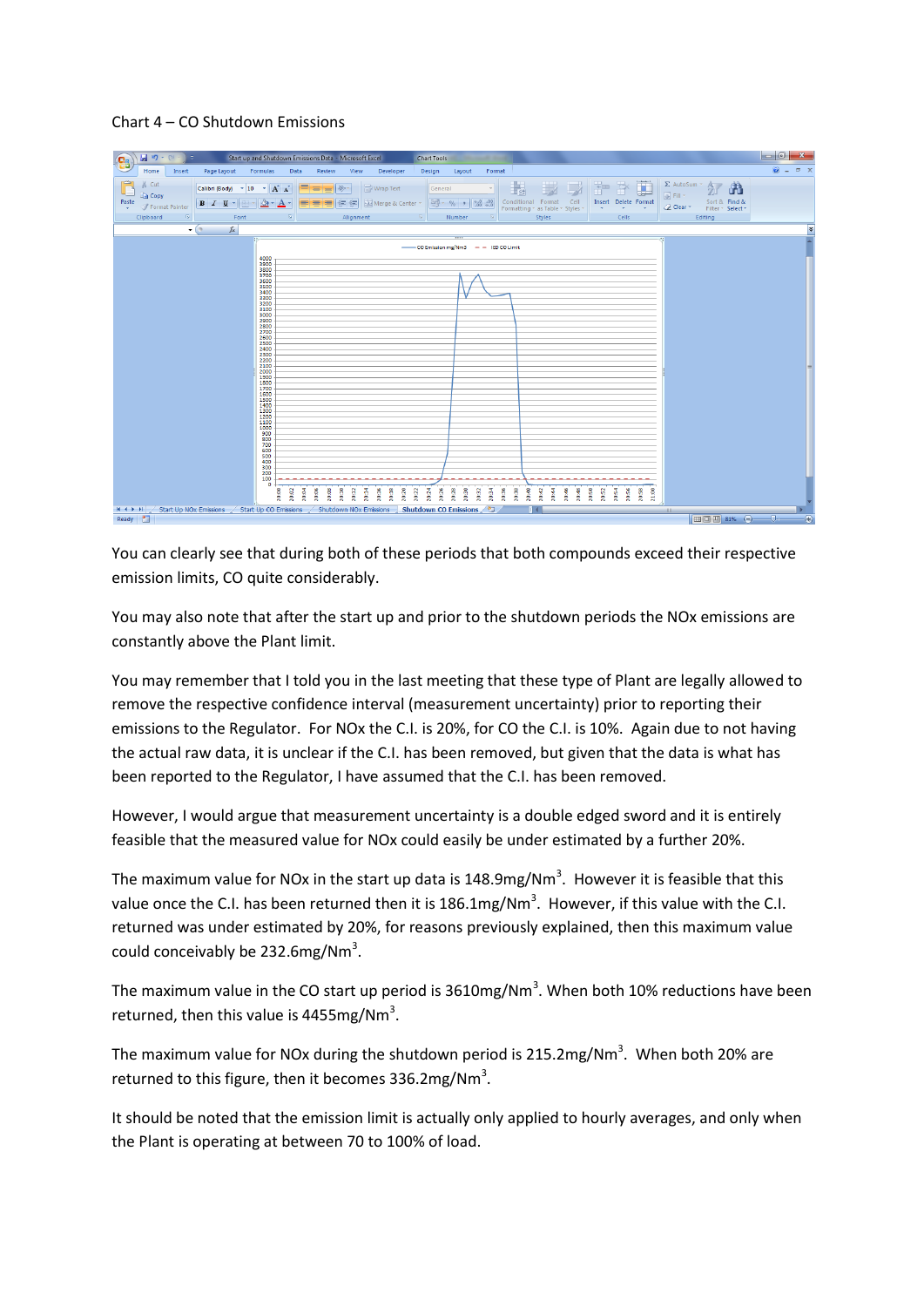Chart 4 – CO Shutdown Emissions

You can clearly see that during both of these periods that both compounds exceed their respective emission limits, CO quite considerably.

You may also note that after the start up and prior to the shutdown periods the NOx emissions are constantly above the Plant limit.

You may remember that I told you in the last meeting that these type of Plant are legally allowed to remove the respective confidence interval (measurement uncertainty) prior to reporting their emissions to the Regulator. For NOx the C.I. is 20%, for CO the C.I. is 10%. Again due to not having the actual raw data, it is unclear if the C.I. has been removed, but given that the data is what has been reported to the Regulator, I have assumed that the C.I. has been removed.

However, I would argue that measurement uncertainty is a double edged sword and it is entirely feasible that the measured value for NOx could easily be under estimated by a further 20%.

The maximum value for NOx in the start up data is 148.9mg/Nm$^3$. However it is feasible that this value once the C.I. has been returned then it is 186.1mg/Nm$^3$. However, if this value with the C.I. returned was under estimated by 20%, for reasons previously explained, then this maximum value could conceivably be 232.6mg/Nm$^3$.

The maximum value in the CO start up period is 3610mg/Nm$^3$. When both 10% reductions have been returned, then this value is 4455mg/Nm$^3$.

The maximum value for NOx during the shutdown period is 215.2mg/Nm$^3$. When both 20% are returned to this figure, then it becomes 336.2mg/Nm$^3$.

It should be noted that the emission limit is actually only applied to hourly averages, and only when the Plant is operating at between 70 to 100% of load.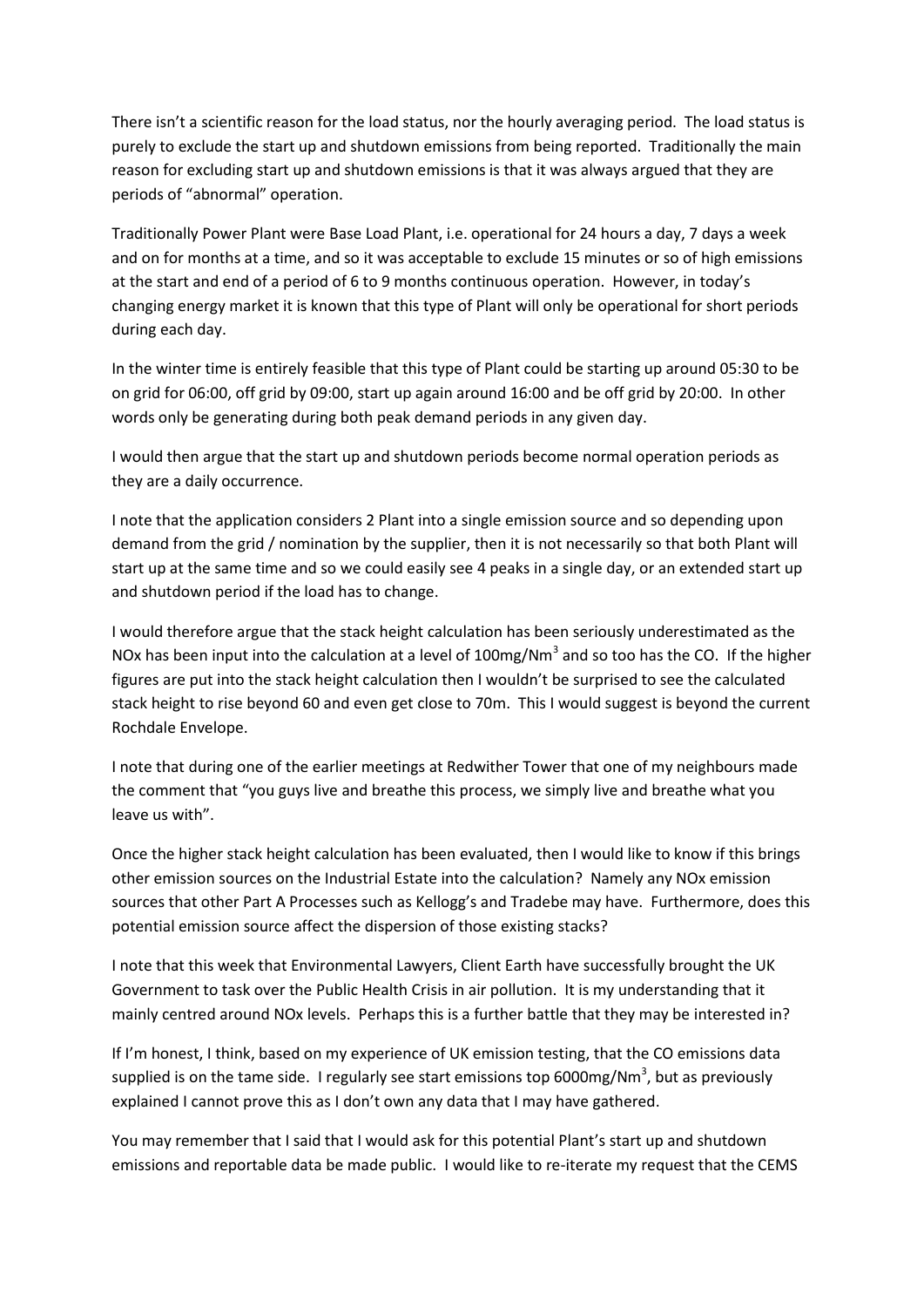There isn't a scientific reason for the load status, nor the hourly averaging period. The load status is purely to exclude the start up and shutdown emissions from being reported. Traditionally the main reason for excluding start up and shutdown emissions is that it was always argued that they are periods of "abnormal" operation.

Traditionally Power Plant were Base Load Plant, i.e. operational for 24 hours a day, 7 days a week and on for months at a time, and so it was acceptable to exclude 15 minutes or so of high emissions at the start and end of a period of 6 to 9 months continuous operation. However, in today's changing energy market it is known that this type of Plant will only be operational for short periods during each day.

In the winter time is entirely feasible that this type of Plant could be starting up around 05:30 to be on grid for 06:00, off grid by 09:00, start up again around 16:00 and be off grid by 20:00. In other words only be generating during both peak demand periods in any given day.

I would then argue that the start up and shutdown periods become normal operation periods as they are a daily occurrence.

I note that the application considers 2 Plant into a single emission source and so depending upon demand from the grid / nomination by the supplier, then it is not necessarily so that both Plant will start up at the same time and so we could easily see 4 peaks in a single day, or an extended start up and shutdown period if the load has to change.

I would therefore argue that the stack height calculation has been seriously underestimated as the NOx has been input into the calculation at a level of 100mg/Nm$^3$ and so too has the CO. If the higher figures are put into the stack height calculation then I wouldn't be surprised to see the calculated stack height to rise beyond 60 and even get close to 70m. This I would suggest is beyond the current Rochdale Envelope.

I note that during one of the earlier meetings at Redwither Tower that one of my neighbours made the comment that "you guys live and breathe this process, we simply live and breathe what you leave us with".

Once the higher stack height calculation has been evaluated, then I would like to know if this brings other emission sources on the Industrial Estate into the calculation? Namely any NOx emission sources that other Part A Processes such as Kellogg's and Tradebe may have. Furthermore, does this potential emission source affect the dispersion of those existing stacks?

I note that this week that Environmental Lawyers, Client Earth have successfully brought the UK Government to task over the Public Health Crisis in air pollution. It is my understanding that it mainly centred around NOx levels. Perhaps this is a further battle that they may be interested in?

If I'm honest, I think, based on my experience of UK emission testing, that the CO emissions data supplied is on the tame side. I regularly see start emissions top 6000mg/Nm$^3$, but as previously explained I cannot prove this as I don't own any data that I may have gathered.

You may remember that I said that I would ask for this potential Plant's start up and shutdown emissions and reportable data be made public. I would like to re-iterate my request that the CEMS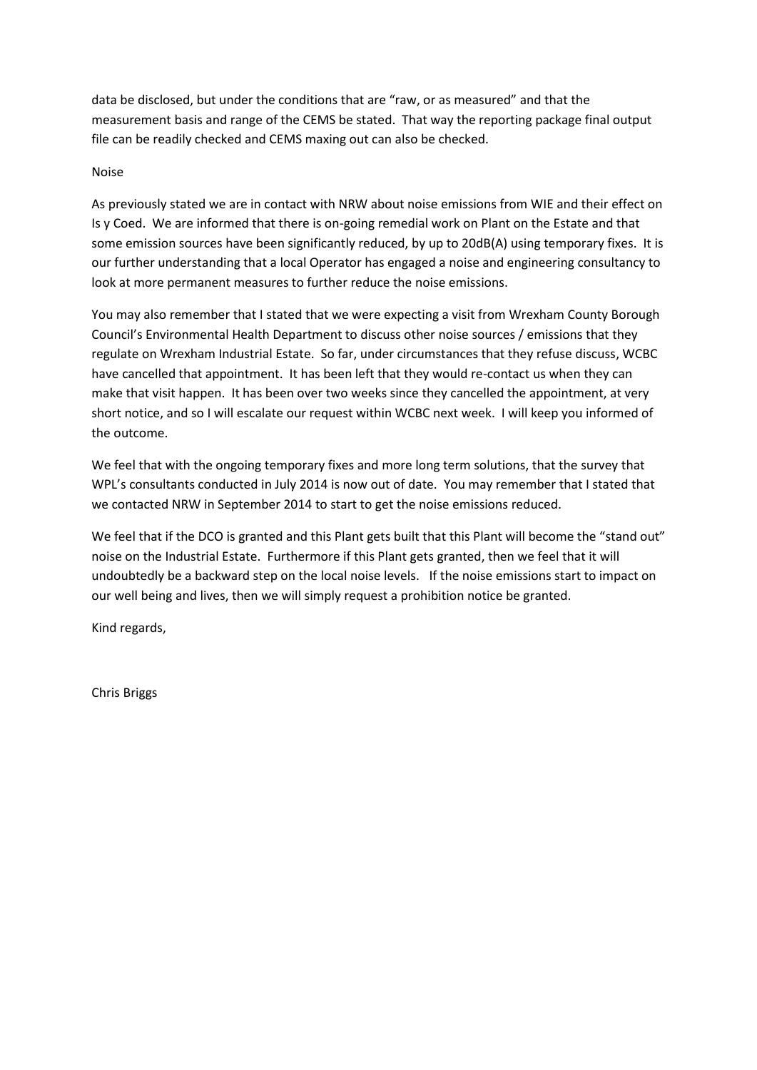data be disclosed, but under the conditions that are "raw, or as measured" and that the measurement basis and range of the CEMS be stated. That way the reporting package final output file can be readily checked and CEMS maxing out can also be checked.

Noise

As previously stated we are in contact with NRW about noise emissions from WIE and their effect on Is y Coed. We are informed that there is on-going remedial work on Plant on the Estate and that some emission sources have been significantly reduced, by up to 20dB(A) using temporary fixes. It is our further understanding that a local Operator has engaged a noise and engineering consultancy to look at more permanent measures to further reduce the noise emissions.

You may also remember that I stated that we were expecting a visit from Wrexham County Borough Council's Environmental Health Department to discuss other noise sources / emissions that they regulate on Wrexham Industrial Estate. So far, under circumstances that they refuse discuss, WCBC have cancelled that appointment. It has been left that they would re-contact us when they can make that visit happen. It has been over two weeks since they cancelled the appointment, at very short notice, and so I will escalate our request within WCBC next week. I will keep you informed of the outcome.

We feel that with the ongoing temporary fixes and more long term solutions, that the survey that WPL's consultants conducted in July 2014 is now out of date. You may remember that I stated that we contacted NRW in September 2014 to start to get the noise emissions reduced.

We feel that if the DCO is granted and this Plant gets built that this Plant will become the "stand out" noise on the Industrial Estate. Furthermore if this Plant gets granted, then we feel that it will undoubtedly be a backward step on the local noise levels. If the noise emissions start to impact on our well being and lives, then we will simply request a prohibition notice be granted.

Kind regards,

Chris Briggs